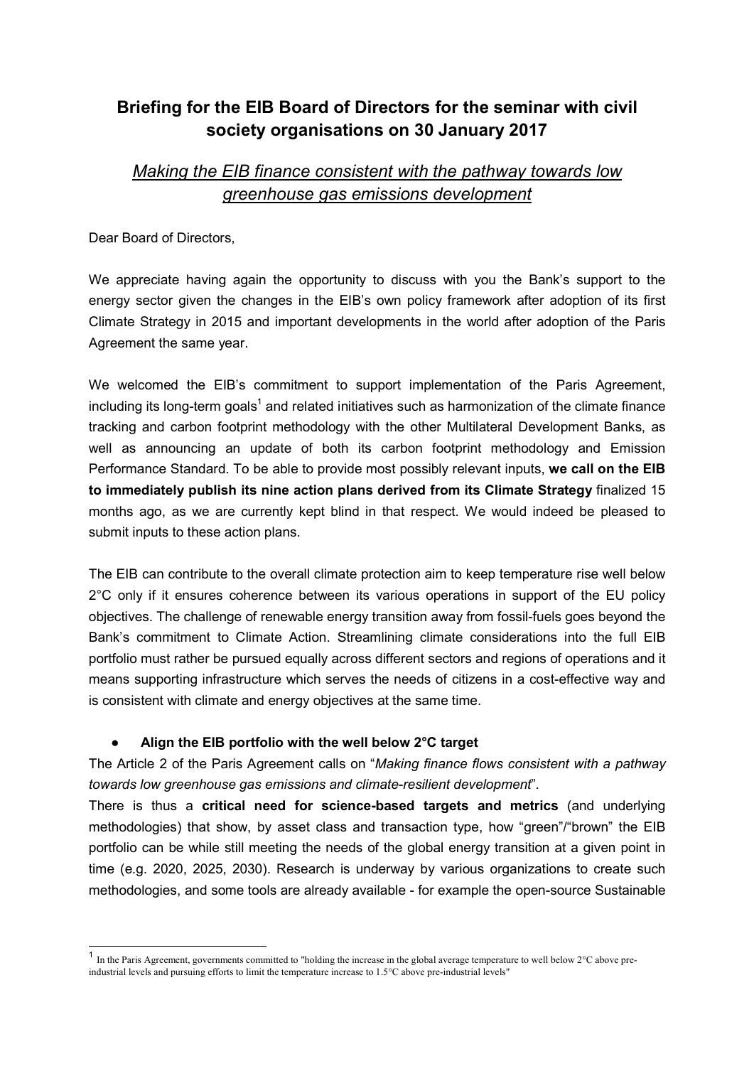# Briefing for the EIB Board of Directors for the seminar with civil society organisations on 30 January 2017

## *Making the EIB finance consistent with the pathway towards low greenhouse gas emissions development*

Dear Board of Directors,

We appreciate having again the opportunity to discuss with you the Bank's support to the energy sector given the changes in the EIB's own policy framework after adoption of its first Climate Strategy in 2015 and important developments in the world after adoption of the Paris Agreement the same year.

We welcomed the EIB's commitment to support implementation of the Paris Agreement, including its long-term goals[1] and related initiatives such as harmonization of the climate finance tracking and carbon footprint methodology with the other Multilateral Development Banks, as well as announcing an update of both its carbon footprint methodology and Emission Performance Standard. To be able to provide most possibly relevant inputs, **we call on the EIB to immediately publish its nine action plans derived from its Climate Strategy** finalized 15 months ago, as we are currently kept blind in that respect. We would indeed be pleased to submit inputs to these action plans.

The EIB can contribute to the overall climate protection aim to keep temperature rise well below 2°C only if it ensures coherence between its various operations in support of the EU policy objectives. The challenge of renewable energy transition away from fossil-fuels goes beyond the Bank's commitment to Climate Action. Streamlining climate considerations into the full EIB portfolio must rather be pursued equally across different sectors and regions of operations and it means supporting infrastructure which serves the needs of citizens in a cost-effective way and is consistent with climate and energy objectives at the same time.

- **Align the EIB portfolio with the well below 2°C target**

The Article 2 of the Paris Agreement calls on "*Making finance flows consistent with a pathway towards low greenhouse gas emissions and climate-resilient development*".

There is thus a **critical need for science-based targets and metrics** (and underlying methodologies) that show, by asset class and transaction type, how "green"/"brown" the EIB portfolio can be while still meeting the needs of the global energy transition at a given point in time (e.g. 2020, 2025, 2030). Research is underway by various organizations to create such methodologies, and some tools are already available - for example the open-source Sustainable

[1] In the Paris Agreement, governments committed to "holding the increase in the global average temperature to well below 2°C above pre-industrial levels and pursuing efforts to limit the temperature increase to 1.5°C above pre-industrial levels"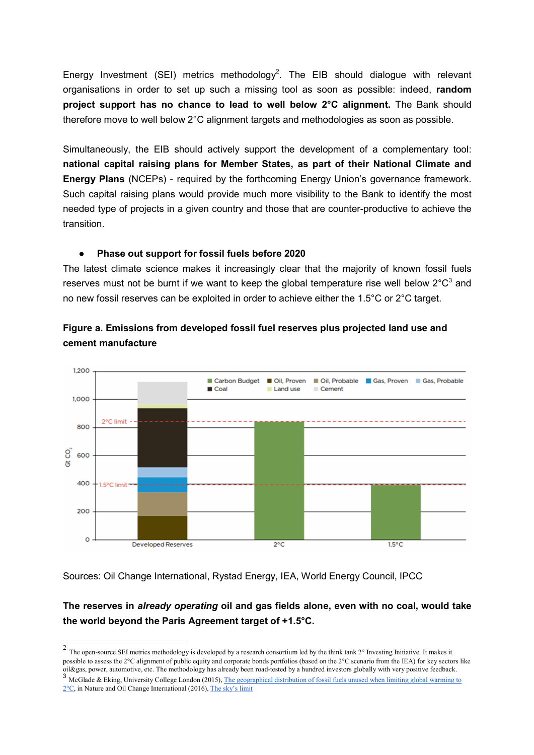Energy Investment (SEI) metrics methodology[2]. The EIB should dialogue with relevant organisations in order to set up such a missing tool as soon as possible: indeed, **random project support has no chance to lead to well below 2°C alignment.** The Bank should therefore move to well below 2°C alignment targets and methodologies as soon as possible.

Simultaneously, the EIB should actively support the development of a complementary tool: **national capital raising plans for Member States, as part of their National Climate and Energy Plans** (NCEPs) - required by the forthcoming Energy Union's governance framework. Such capital raising plans would provide much more visibility to the Bank to identify the most needed type of projects in a given country and those that are counter-productive to achieve the transition.

- **Phase out support for fossil fuels before 2020**

The latest climate science makes it increasingly clear that the majority of known fossil fuels reserves must not be burnt if we want to keep the global temperature rise well below 2°C[3] and no new fossil reserves can be exploited in order to achieve either the 1.5°C or 2°C target.

**Figure a. Emissions from developed fossil fuel reserves plus projected land use and cement manufacture**

Sources: Oil Change International, Rystad Energy, IEA, World Energy Council, IPCC

**The reserves in *already operating* oil and gas fields alone, even with no coal, would take the world beyond the Paris Agreement target of +1.5°C.**

---

[2] The open-source SEI metrics methodology is developed by a research consortium led by the think tank 2° Investing Initiative. It makes it possible to assess the 2°C alignment of public equity and corporate bonds portfolios (based on the 2°C scenario from the IEA) for key sectors like oil&gas, power, automotive, etc. The methodology has already been road-tested by a hundred investors globally with very positive feedback.

[3] McGlade & Eking, University College London (2015), The geographical distribution of fossil fuels unused when limiting global warming to 2°C, in Nature and Oil Change International (2016), The sky's limit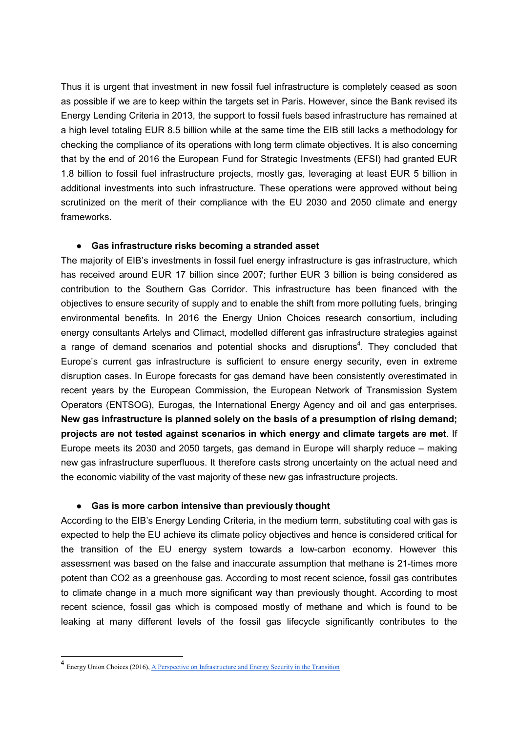Thus it is urgent that investment in new fossil fuel infrastructure is completely ceased as soon as possible if we are to keep within the targets set in Paris. However, since the Bank revised its Energy Lending Criteria in 2013, the support to fossil fuels based infrastructure has remained at a high level totaling EUR 8.5 billion while at the same time the EIB still lacks a methodology for checking the compliance of its operations with long term climate objectives. It is also concerning that by the end of 2016 the European Fund for Strategic Investments (EFSI) had granted EUR 1.8 billion to fossil fuel infrastructure projects, mostly gas, leveraging at least EUR 5 billion in additional investments into such infrastructure. These operations were approved without being scrutinized on the merit of their compliance with the EU 2030 and 2050 climate and energy frameworks.

- **Gas infrastructure risks becoming a stranded asset**

The majority of EIB's investments in fossil fuel energy infrastructure is gas infrastructure, which has received around EUR 17 billion since 2007; further EUR 3 billion is being considered as contribution to the Southern Gas Corridor. This infrastructure has been financed with the objectives to ensure security of supply and to enable the shift from more polluting fuels, bringing environmental benefits. In 2016 the Energy Union Choices research consortium, including energy consultants Artelys and Climact, modelled different gas infrastructure strategies against a range of demand scenarios and potential shocks and disruptions[4]. They concluded that Europe's current gas infrastructure is sufficient to ensure energy security, even in extreme disruption cases. In Europe forecasts for gas demand have been consistently overestimated in recent years by the European Commission, the European Network of Transmission System Operators (ENTSOG), Eurogas, the International Energy Agency and oil and gas enterprises. **New gas infrastructure is planned solely on the basis of a presumption of rising demand; projects are not tested against scenarios in which energy and climate targets are met**. If Europe meets its 2030 and 2050 targets, gas demand in Europe will sharply reduce – making new gas infrastructure superfluous. It therefore casts strong uncertainty on the actual need and the economic viability of the vast majority of these new gas infrastructure projects.

- **Gas is more carbon intensive than previously thought**

According to the EIB's Energy Lending Criteria, in the medium term, substituting coal with gas is expected to help the EU achieve its climate policy objectives and hence is considered critical for the transition of the EU energy system towards a low-carbon economy. However this assessment was based on the false and inaccurate assumption that methane is 21-times more potent than CO2 as a greenhouse gas. According to most recent science, fossil gas contributes to climate change in a much more significant way than previously thought. According to most recent science, fossil gas which is composed mostly of methane and which is found to be leaking at many different levels of the fossil gas lifecycle significantly contributes to the

---

[4] Energy Union Choices (2016), [A Perspective on Infrastructure and Energy Security in the Transition]()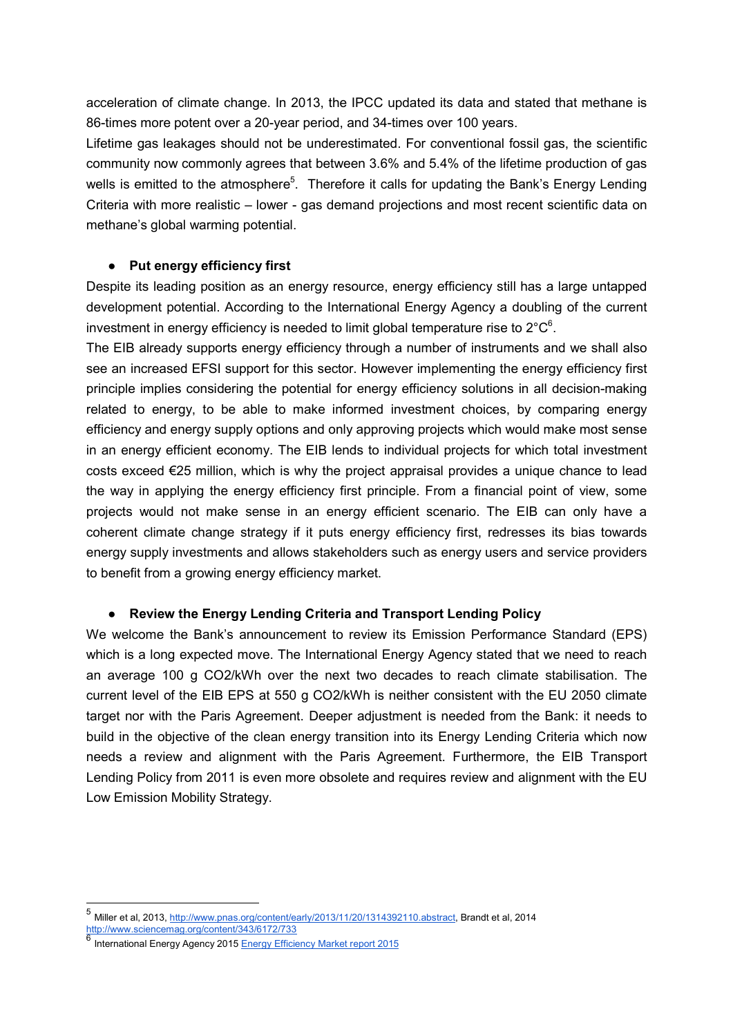acceleration of climate change. In 2013, the IPCC updated its data and stated that methane is 86-times more potent over a 20-year period, and 34-times over 100 years.

Lifetime gas leakages should not be underestimated. For conventional fossil gas, the scientific community now commonly agrees that between 3.6% and 5.4% of the lifetime production of gas wells is emitted to the atmosphere[5]. Therefore it calls for updating the Bank's Energy Lending Criteria with more realistic – lower - gas demand projections and most recent scientific data on methane's global warming potential.

- **Put energy efficiency first**

Despite its leading position as an energy resource, energy efficiency still has a large untapped development potential. According to the International Energy Agency a doubling of the current investment in energy efficiency is needed to limit global temperature rise to 2°C[6].

The EIB already supports energy efficiency through a number of instruments and we shall also see an increased EFSI support for this sector. However implementing the energy efficiency first principle implies considering the potential for energy efficiency solutions in all decision-making related to energy, to be able to make informed investment choices, by comparing energy efficiency and energy supply options and only approving projects which would make most sense in an energy efficient economy. The EIB lends to individual projects for which total investment costs exceed €25 million, which is why the project appraisal provides a unique chance to lead the way in applying the energy efficiency first principle. From a financial point of view, some projects would not make sense in an energy efficient scenario. The EIB can only have a coherent climate change strategy if it puts energy efficiency first, redresses its bias towards energy supply investments and allows stakeholders such as energy users and service providers to benefit from a growing energy efficiency market.

- **Review the Energy Lending Criteria and Transport Lending Policy**

We welcome the Bank's announcement to review its Emission Performance Standard (EPS) which is a long expected move. The International Energy Agency stated that we need to reach an average 100 g $CO_2$/kWh over the next two decades to reach climate stabilisation. The current level of the EIB EPS at 550 g $CO_2$/kWh is neither consistent with the EU 2050 climate target nor with the Paris Agreement. Deeper adjustment is needed from the Bank: it needs to build in the objective of the clean energy transition into its Energy Lending Criteria which now needs a review and alignment with the Paris Agreement. Furthermore, the EIB Transport Lending Policy from 2011 is even more obsolete and requires review and alignment with the EU Low Emission Mobility Strategy.

---

[5] Miller et al, 2013, http://www.pnas.org/content/early/2013/11/20/1314392110.abstract, Brandt et al, 2014 http://www.sciencemag.org/content/343/6172/733

[6] International Energy Agency 2015 Energy Efficiency Market report 2015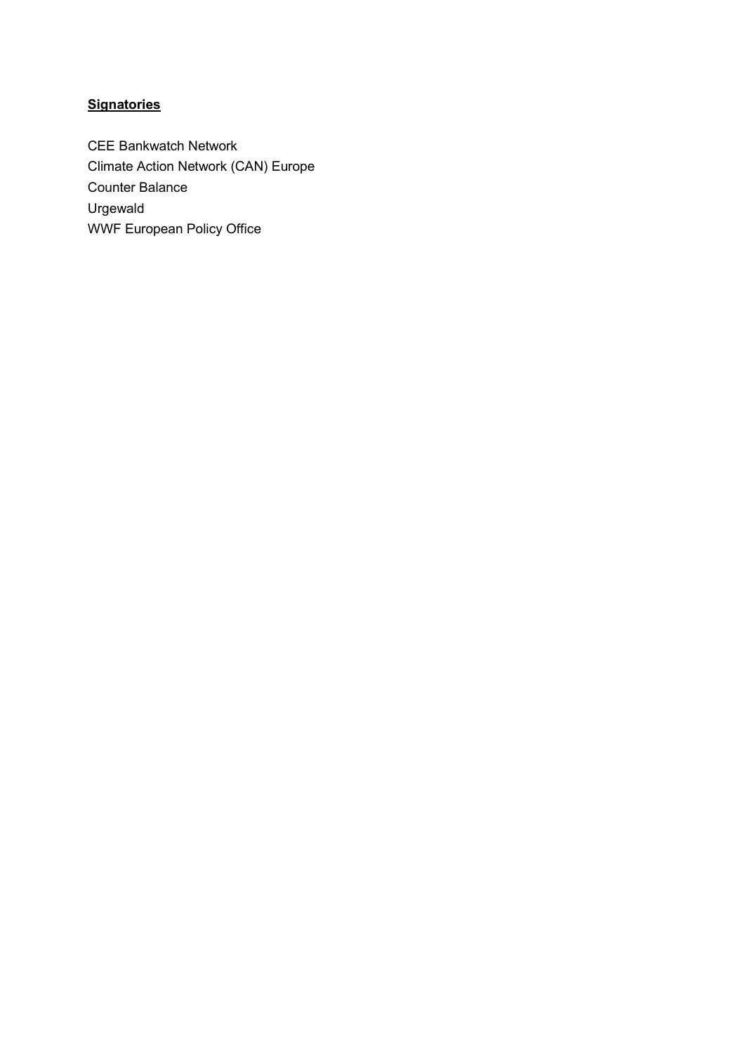**Signatories**

CEE Bankwatch Network
Climate Action Network (CAN) Europe
Counter Balance
Urgewald
WWF European Policy Office